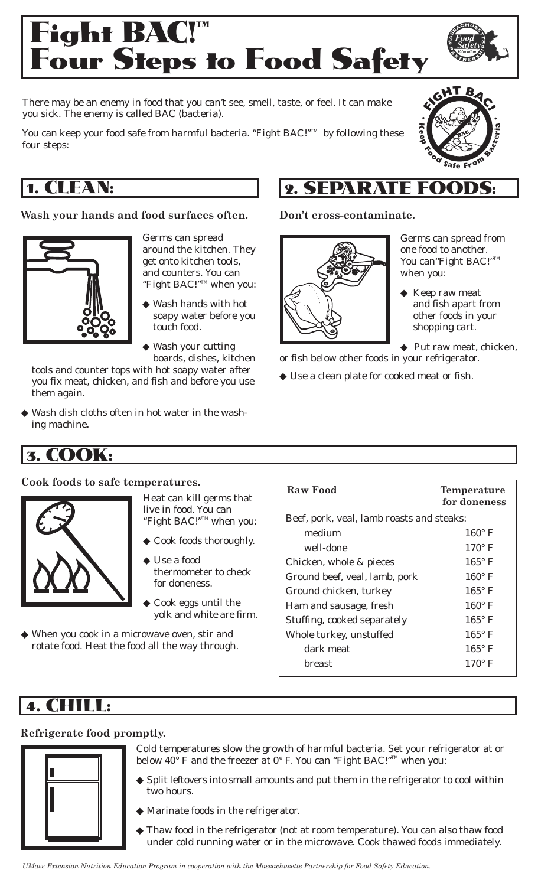# Fight BAC!™ Four Steps to Food Safety

There may be an enemy in food that you can't see, smell, taste, or feel. It can make you sick. The enemy is called BAC (bacteria).

You can keep your food safe from harmful bacteria. "Fight BAC!"™ by following these four steps:

## 1. CLEAN:

**Wash your hands and food surfaces often.**

Germs can spread around the kitchen. They get onto kitchen tools, and counters. You can "Fight BAC!"™ when you:

- Wash hands with hot soapy water before you touch food.
- Wash your cutting boards, dishes, kitchen tools and counter tops with hot soapy water after you fix meat, chicken, and fish and before you use them again.
- Wash dish cloths often in hot water in the washing machine.

## 2. SEPARATE FOODS:

**Don't cross-contaminate.**

Germs can spread from one food to another. You can "Fight BAC!"™ when you:

- Keep raw meat and fish apart from other foods in your shopping cart.
- Put raw meat, chicken, or fish below other foods in your refrigerator.
- Use a clean plate for cooked meat or fish.

## 3. COOK:

**Cook foods to safe temperatures.**

Heat can kill germs that live in food. You can "Fight BAC!"™ when you:

- Cook foods thoroughly.
- Use a food thermometer to check for doneness.
- Cook eggs until the yolk and white are firm.
- When you cook in a microwave oven, stir and rotate food. Heat the food all the way through.

| Raw Food | Temperature for doneness |
|---|---|
| Beef, pork, veal, lamb roasts and steaks: | |
| medium | 160° F |
| well-done | 170° F |
| Chicken, whole & pieces | 165° F |
| Ground beef, veal, lamb, pork | 160° F |
| Ground chicken, turkey | 165° F |
| Ham and sausage, fresh | 160° F |
| Stuffing, cooked separately | 165° F |
| Whole turkey, unstuffed | 165° F |
| dark meat | 165° F |
| breast | 170° F |

## 4. CHILL:

**Refrigerate food promptly.**

Cold temperatures slow the growth of harmful bacteria. Set your refrigerator at or below 40° F and the freezer at 0° F. You can "Fight BAC!"™ when you:

- Split leftovers into small amounts and put them in the refrigerator to cool within two hours.
- Marinate foods in the refrigerator.
- Thaw food in the refrigerator (not at room temperature). You can also thaw food under cold running water or in the microwave. Cook thawed foods immediately.

*UMass Extension Nutrition Education Program in cooperation with the Massachusetts Partnership for Food Safety Education.*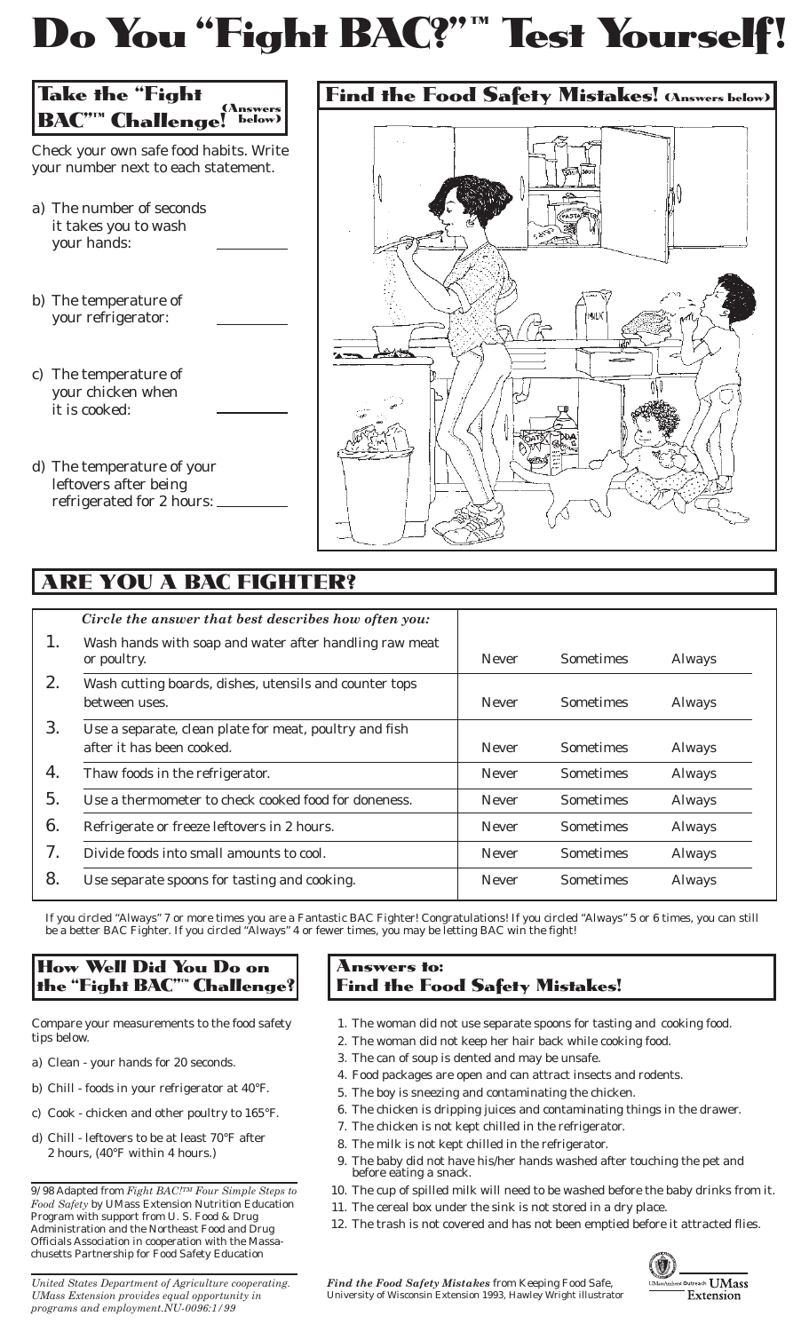# Do You "Fight BAC?"™ Test Yourself!

## Take the "Fight BAC?"™ Challenge! (Answers below)

Check your own safe food habits. Write your number next to each statement.

a) The number of seconds it takes you to wash your hands: ________

b) The temperature of your refrigerator: ________

c) The temperature of your chicken when it is cooked: ________

d) The temperature of your leftovers after being refrigerated for 2 hours: ________

## Find the Food Safety Mistakes! (Answers below)

## ARE YOU A BAC FIGHTER?

| | *Circle the answer that best describes how often you:* | | | |
|---|---|---|---|---|
| 1. | Wash hands with soap and water after handling raw meat or poultry. | Never | Sometimes | Always |
| 2. | Wash cutting boards, dishes, utensils and counter tops between uses. | Never | Sometimes | Always |
| 3. | Use a separate, clean plate for meat, poultry and fish after it has been cooked. | Never | Sometimes | Always |
| 4. | Thaw foods in the refrigerator. | Never | Sometimes | Always |
| 5. | Use a thermometer to check cooked food for doneness. | Never | Sometimes | Always |
| 6. | Refrigerate or freeze leftovers in 2 hours. | Never | Sometimes | Always |
| 7. | Divide foods into small amounts to cool. | Never | Sometimes | Always |
| 8. | Use separate spoons for tasting and cooking. | Never | Sometimes | Always |

If you circled "Always" 7 or more times you are a Fantastic BAC Fighter! Congratulations! If you circled "Always" 5 or 6 times, you can still be a better BAC Fighter. If you circled "Always" 4 or fewer times, you may be letting BAC win the fight!

## How Well Did You Do on the "Fight BAC"™ Challenge?

Compare your measurements to the food safety tips below.

a) Clean - your hands for 20 seconds.

b) Chill - foods in your refrigerator at 40°F.

c) Cook - chicken and other poultry to 165°F.

d) Chill - leftovers to be at least 70°F after 2 hours, (40°F within 4 hours.)

9/98 Adapted from *Fight BAC!™ Four Simple Steps to Food Safety* by UMass Extension Nutrition Education Program with support from U. S. Food & Drug Administration and the Northeast Food and Drug Officials Association in cooperation with the Massachusetts Partnership for Food Safety Education

*United States Department of Agriculture cooperating. UMass Extension provides equal opportunity in programs and employment.NU-0096:1/99*

## Answers to: Find the Food Safety Mistakes!

1. The woman did not use separate spoons for tasting and cooking food.
2. The woman did not keep her hair back while cooking food.
3. The can of soup is dented and may be unsafe.
4. Food packages are open and can attract insects and rodents.
5. The boy is sneezing and contaminating the chicken.
6. The chicken is dripping juices and contaminating things in the drawer.
7. The chicken is not kept chilled in the refrigerator.
8. The milk is not kept chilled in the refrigerator.
9. The baby did not have his/her hands washed after touching the pet and before eating a snack.
10. The cup of spilled milk will need to be washed before the baby drinks from it.
11. The cereal box under the sink is not stored in a dry place.
12. The trash is not covered and has not been emptied before it attracted flies.

*Find the Food Safety Mistakes* from Keeping Food Safe, University of Wisconsin Extension 1993, Hawley Wright illustrator

UMass Amherst Outreach UMass Extension